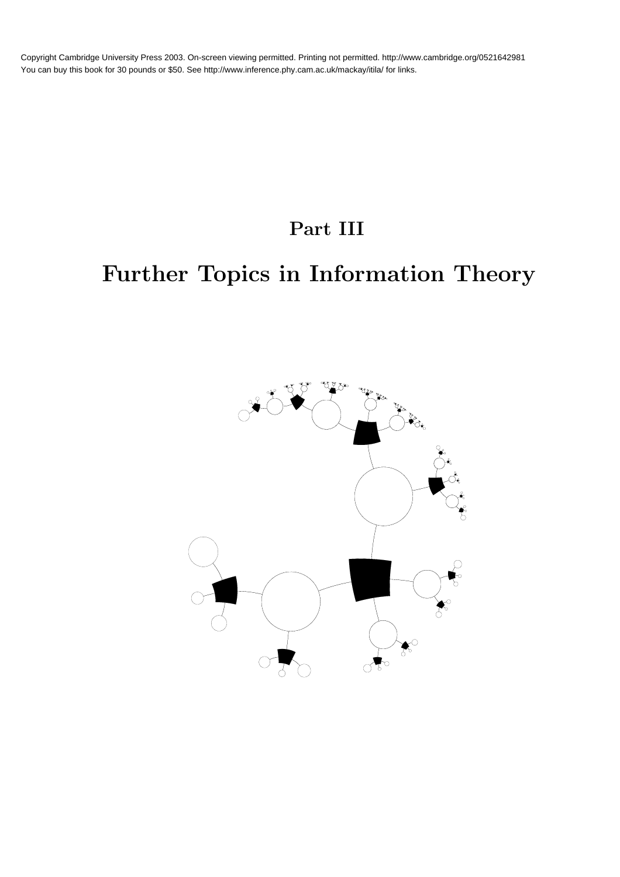# Part III

# Further Topics in Information Theory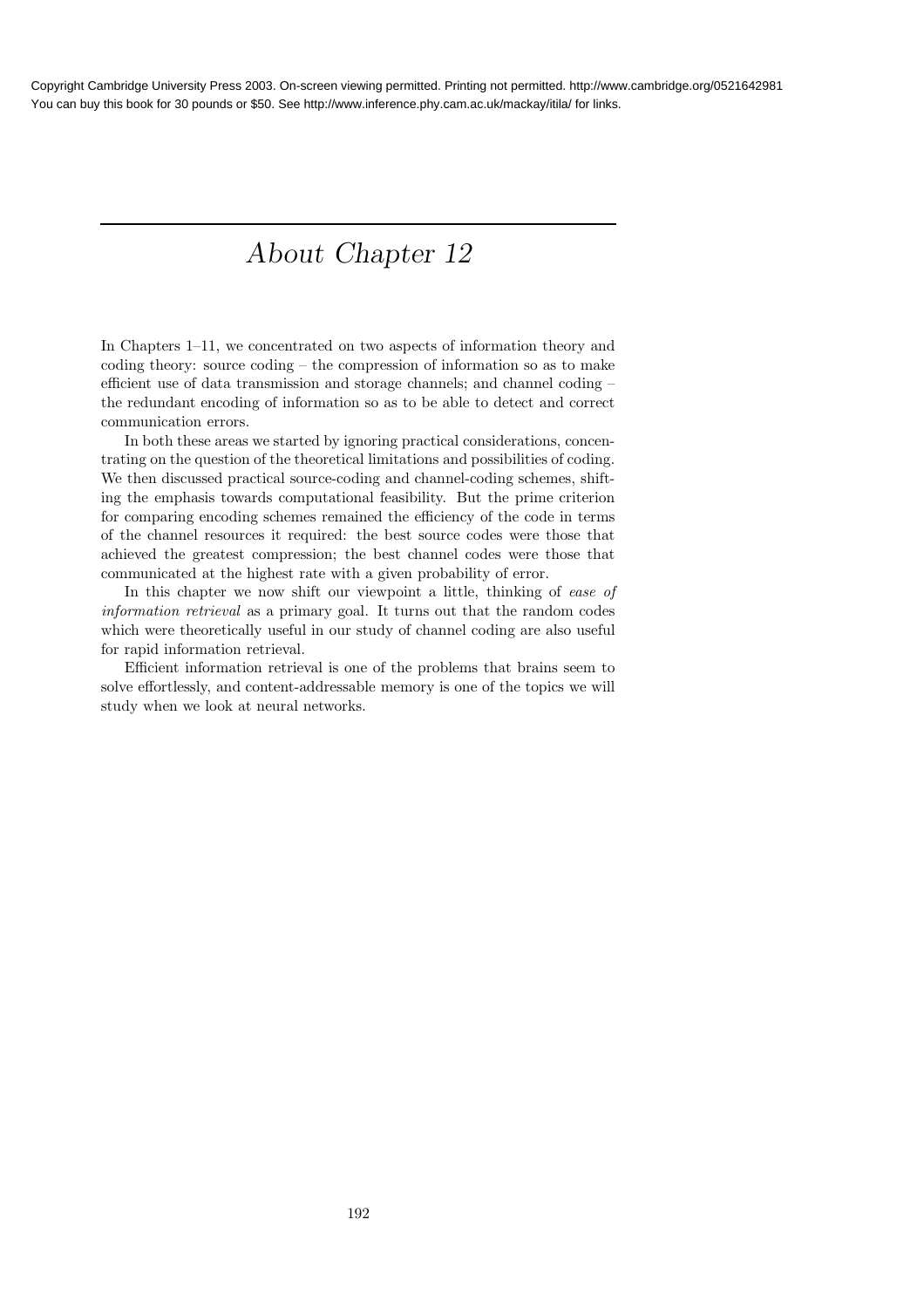# *About Chapter 12*

In Chapters 1–11, we concentrated on two aspects of information theory and coding theory: source coding – the compression of information so as to make efficient use of data transmission and storage channels; and channel coding – the redundant encoding of information so as to be able to detect and correct communication errors.

In both these areas we started by ignoring practical considerations, concentrating on the question of the theoretical limitations and possibilities of coding. We then discussed practical source-coding and channel-coding schemes, shifting the emphasis towards computational feasibility. But the prime criterion for comparing encoding schemes remained the efficiency of the code in terms of the channel resources it required: the best source codes were those that achieved the greatest compression; the best channel codes were those that communicated at the highest rate with a given probability of error.

In this chapter we now shift our viewpoint a little, thinking of *ease of information retrieval* as a primary goal. It turns out that the random codes which were theoretically useful in our study of channel coding are also useful for rapid information retrieval.

Efficient information retrieval is one of the problems that brains seem to solve effortlessly, and content-addressable memory is one of the topics we will study when we look at neural networks.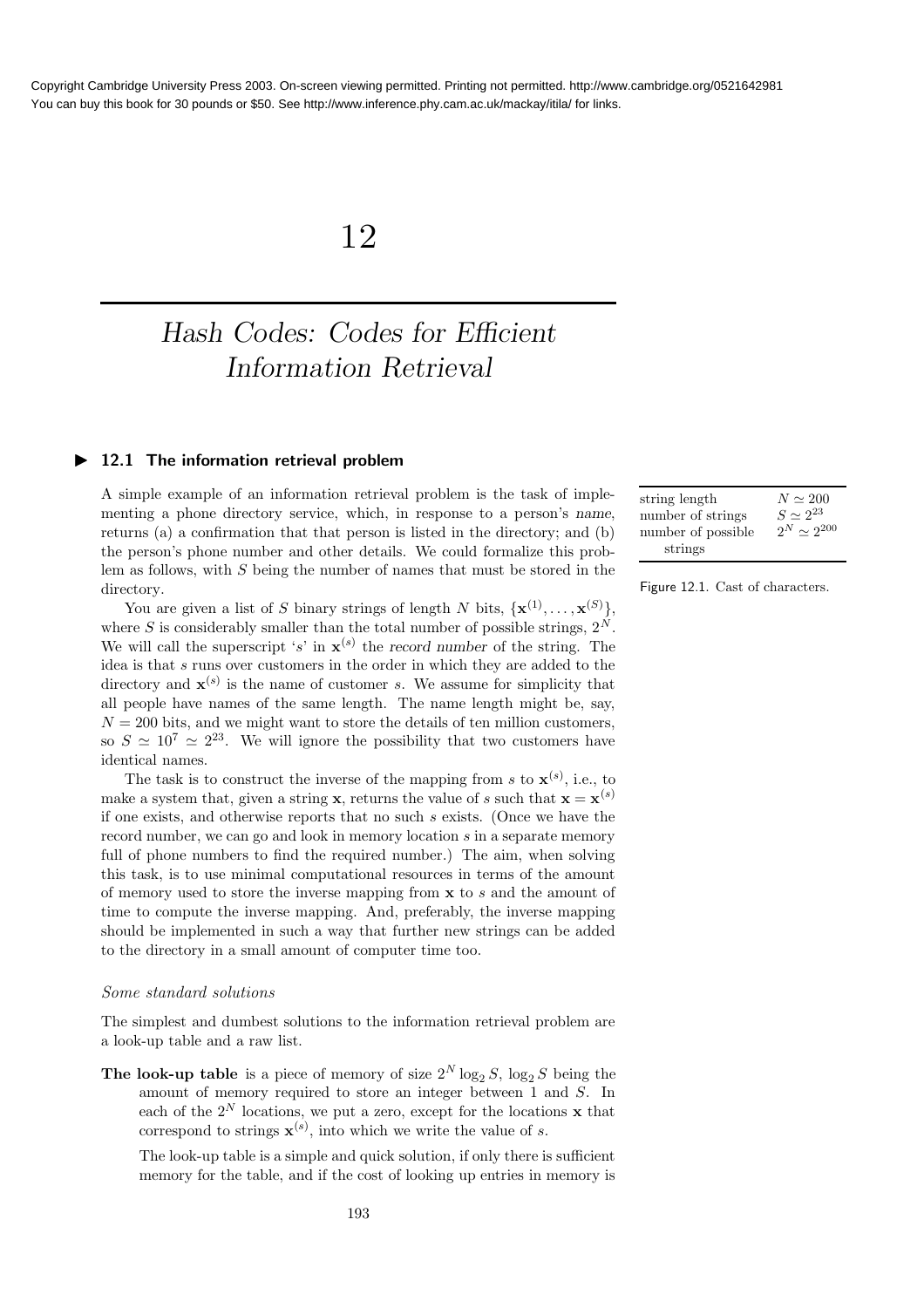# 12

# *Hash Codes: Codes for Efficient Information Retrieval*

## 12.1 The information retrieval problem

| | |
|---|---|
| string length | $N \simeq 200$ |
| number of strings | $S \simeq 2^{23}$ |
| number of possible strings | $2^N \simeq 2^{200}$ |

Figure 12.1. Cast of characters.

A simple example of an information retrieval problem is the task of implementing a phone directory service, which, in response to a person's *name*, returns (a) a confirmation that that person is listed in the directory; and (b) the person's phone number and other details. We could formalize this problem as follows, with $S$ being the number of names that must be stored in the directory.

You are given a list of $S$ binary strings of length $N$ bits, $\{\mathbf{x}^{(1)}, \ldots, \mathbf{x}^{(S)}\}$, where $S$ is considerably smaller than the total number of possible strings, $2^N$. We will call the superscript '$s$' in $\mathbf{x}^{(s)}$ the *record number* of the string. The idea is that $s$ runs over customers in the order in which they are added to the directory and $\mathbf{x}^{(s)}$ is the name of customer $s$. We assume for simplicity that all people have names of the same length. The name length might be, say, $N = 200$ bits, and we might want to store the details of ten million customers, so $S \simeq 10^7 \simeq 2^{23}$. We will ignore the possibility that two customers have identical names.

The task is to construct the inverse of the mapping from $s$ to $\mathbf{x}^{(s)}$, i.e., to make a system that, given a string $\mathbf{x}$, returns the value of $s$ such that $\mathbf{x} = \mathbf{x}^{(s)}$ if one exists, and otherwise reports that no such $s$ exists. (Once we have the record number, we can go and look in memory location $s$ in a separate memory full of phone numbers to find the required number.) The aim, when solving this task, is to use minimal computational resources in terms of the amount of memory used to store the inverse mapping from $\mathbf{x}$ to $s$ and the amount of time to compute the inverse mapping. And, preferably, the inverse mapping should be implemented in such a way that further new strings can be added to the directory in a small amount of computer time too.

### *Some standard solutions*

The simplest and dumbest solutions to the information retrieval problem are a look-up table and a raw list.

**The look-up table** is a piece of memory of size $2^N \log_2 S$, $\log_2 S$ being the amount of memory required to store an integer between 1 and $S$. In each of the $2^N$ locations, we put a zero, except for the locations $\mathbf{x}$ that correspond to strings $\mathbf{x}^{(s)}$, into which we write the value of $s$.

The look-up table is a simple and quick solution, if only there is sufficient memory for the table, and if the cost of looking up entries in memory is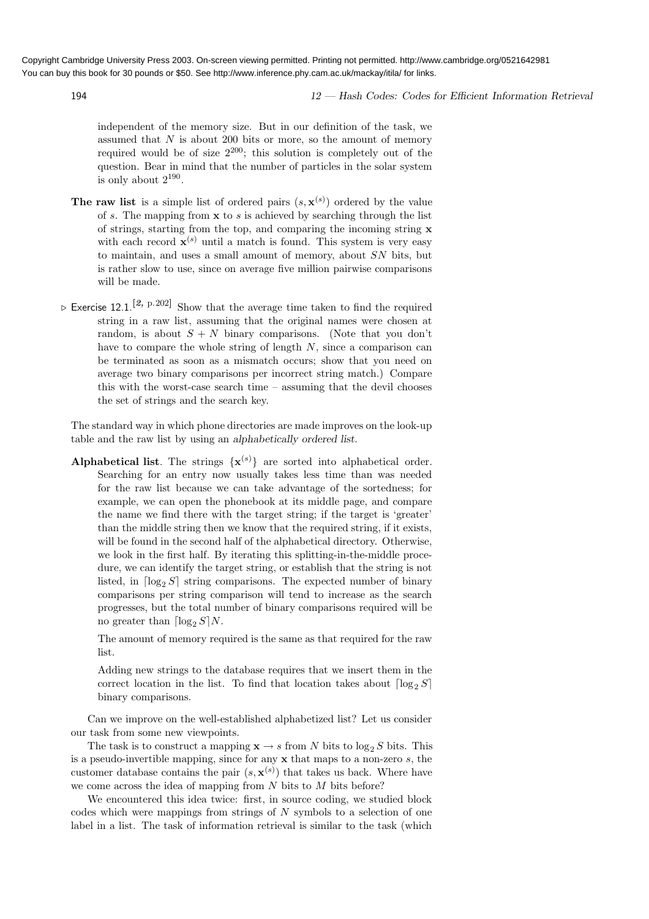independent of the memory size. But in our definition of the task, we assumed that $N$ is about 200 bits or more, so the amount of memory required would be of size $2^{200}$; this solution is completely out of the question. Bear in mind that the number of particles in the solar system is only about $2^{190}$.

**The raw list** is a simple list of ordered pairs $(s, \mathbf{x}^{(s)})$ ordered by the value of $s$. The mapping from $\mathbf{x}$ to $s$ is achieved by searching through the list of strings, starting from the top, and comparing the incoming string $\mathbf{x}$ with each record $\mathbf{x}^{(s)}$ until a match is found. This system is very easy to maintain, and uses a small amount of memory, about $SN$ bits, but is rather slow to use, since on average five million pairwise comparisons will be made.

▷ Exercise 12.1.[2, p.202] Show that the average time taken to find the required string in a raw list, assuming that the original names were chosen at random, is about $S + N$ binary comparisons. (Note that you don't have to compare the whole string of length $N$, since a comparison can be terminated as soon as a mismatch occurs; show that you need on average two binary comparisons per incorrect string match.) Compare this with the worst-case search time – assuming that the devil chooses the set of strings and the search key.

The standard way in which phone directories are made improves on the look-up table and the raw list by using an *alphabetically ordered list*.

**Alphabetical list**. The strings $\{\mathbf{x}^{(s)}\}$ are sorted into alphabetical order. Searching for an entry now usually takes less time than was needed for the raw list because we can take advantage of the sortedness; for example, we can open the phonebook at its middle page, and compare the name we find there with the target string; if the target is 'greater' than the middle string then we know that the required string, if it exists, will be found in the second half of the alphabetical directory. Otherwise, we look in the first half. By iterating this splitting-in-the-middle procedure, we can identify the target string, or establish that the string is not listed, in $\lceil \log_2 S \rceil$ string comparisons. The expected number of binary comparisons per string comparison will tend to increase as the search progresses, but the total number of binary comparisons required will be no greater than $\lceil \log_2 S \rceil N$.

The amount of memory required is the same as that required for the raw list.

Adding new strings to the database requires that we insert them in the correct location in the list. To find that location takes about $\lceil \log_2 S \rceil$ binary comparisons.

Can we improve on the well-established alphabetized list? Let us consider our task from some new viewpoints.

The task is to construct a mapping $\mathbf{x} \to s$ from $N$ bits to $\log_2 S$ bits. This is a pseudo-invertible mapping, since for any $\mathbf{x}$ that maps to a non-zero $s$, the customer database contains the pair $(s, \mathbf{x}^{(s)})$ that takes us back. Where have we come across the idea of mapping from $N$ bits to $M$ bits before?

We encountered this idea twice: first, in source coding, we studied block codes which were mappings from strings of $N$ symbols to a selection of one label in a list. The task of information retrieval is similar to the task (which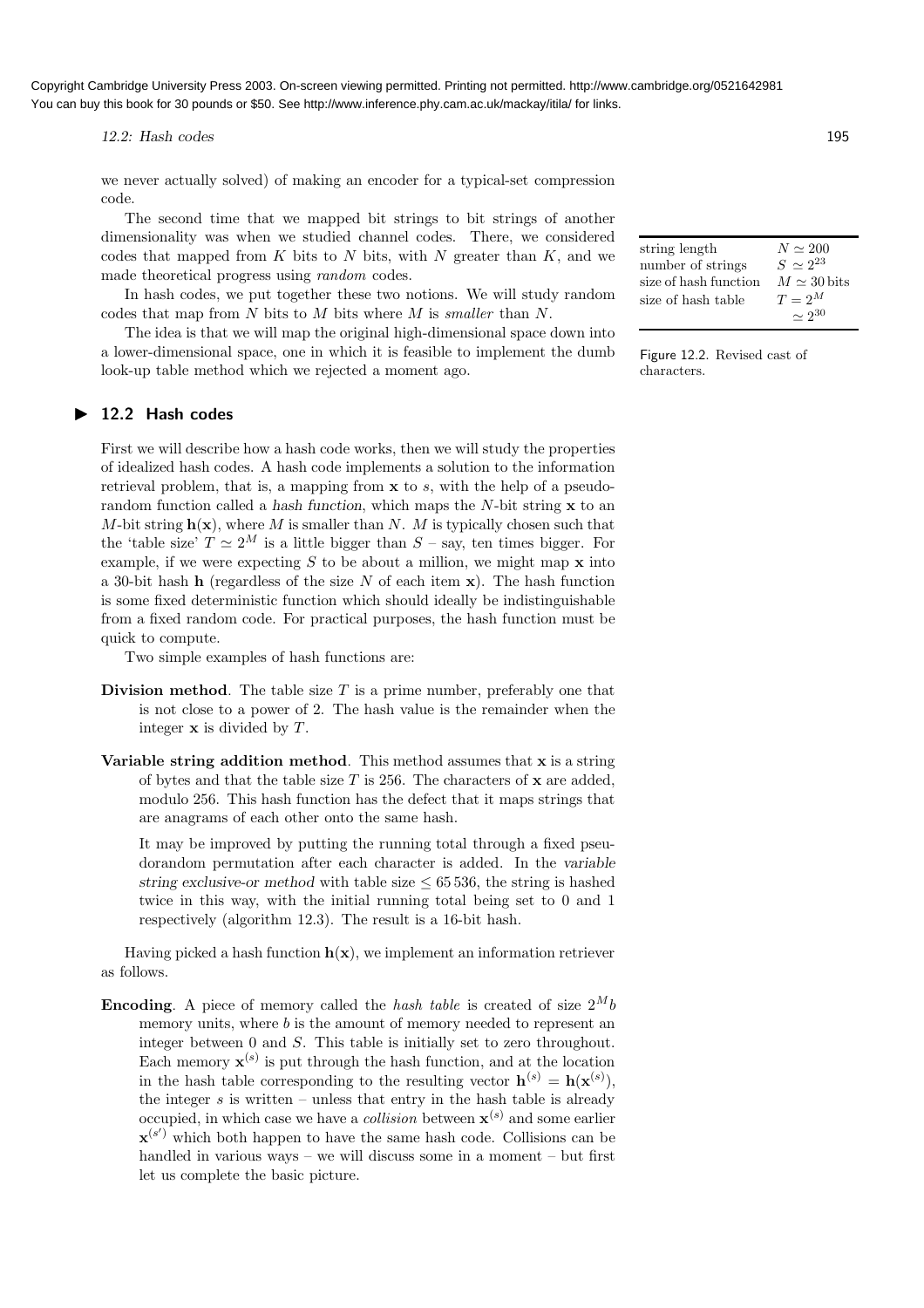we never actually solved) of making an encoder for a typical-set compression code.

The second time that we mapped bit strings to bit strings of another dimensionality was when we studied channel codes. There, we considered codes that mapped from $K$ bits to $N$ bits, with $N$ greater than $K$, and we made theoretical progress using *random* codes.

In hash codes, we put together these two notions. We will study random codes that map from $N$ bits to $M$ bits where $M$ is *smaller* than $N$.

The idea is that we will map the original high-dimensional space down into a lower-dimensional space, one in which it is feasible to implement the dumb look-up table method which we rejected a moment ago.

| | |
|---|---|
| string length | $N \simeq 200$ |
| number of strings | $S \simeq 2^{23}$ |
| size of hash function | $M \simeq 30$ bits |
| size of hash table | $T = 2^M \simeq 2^{30}$ |

Figure 12.2. Revised cast of characters.

## 12.2 Hash codes

First we will describe how a hash code works, then we will study the properties of idealized hash codes. A hash code implements a solution to the information retrieval problem, that is, a mapping from $\mathbf{x}$ to $s$, with the help of a pseudo-random function called a *hash function*, which maps the $N$-bit string $\mathbf{x}$ to an $M$-bit string $\mathbf{h}(\mathbf{x})$, where $M$ is smaller than $N$. $M$ is typically chosen such that the 'table size' $T \simeq 2^M$ is a little bigger than $S$ – say, ten times bigger. For example, if we were expecting $S$ to be about a million, we might map $\mathbf{x}$ into a 30-bit hash $\mathbf{h}$ (regardless of the size $N$ of each item $\mathbf{x}$). The hash function is some fixed deterministic function which should ideally be indistinguishable from a fixed random code. For practical purposes, the hash function must be quick to compute.

Two simple examples of hash functions are:

**Division method**. The table size $T$ is a prime number, preferably one that is not close to a power of 2. The hash value is the remainder when the integer $\mathbf{x}$ is divided by $T$.

**Variable string addition method**. This method assumes that $\mathbf{x}$ is a string of bytes and that the table size $T$ is 256. The characters of $\mathbf{x}$ are added, modulo 256. This hash function has the defect that it maps strings that are anagrams of each other onto the same hash.

It may be improved by putting the running total through a fixed pseudorandom permutation after each character is added. In the *variable string exclusive-or method* with table size $\leq 65\,536$, the string is hashed twice in this way, with the initial running total being set to 0 and 1 respectively (algorithm 12.3). The result is a 16-bit hash.

Having picked a hash function $\mathbf{h}(\mathbf{x})$, we implement an information retriever as follows.

**Encoding**. A piece of memory called the *hash table* is created of size $2^M b$ memory units, where $b$ is the amount of memory needed to represent an integer between 0 and $S$. This table is initially set to zero throughout. Each memory $\mathbf{x}^{(s)}$ is put through the hash function, and at the location in the hash table corresponding to the resulting vector $\mathbf{h}^{(s)} = \mathbf{h}(\mathbf{x}^{(s)})$, the integer $s$ is written – unless that entry in the hash table is already occupied, in which case we have a *collision* between $\mathbf{x}^{(s)}$ and some earlier $\mathbf{x}^{(s')}$ which both happen to have the same hash code. Collisions can be handled in various ways – we will discuss some in a moment – but first let us complete the basic picture.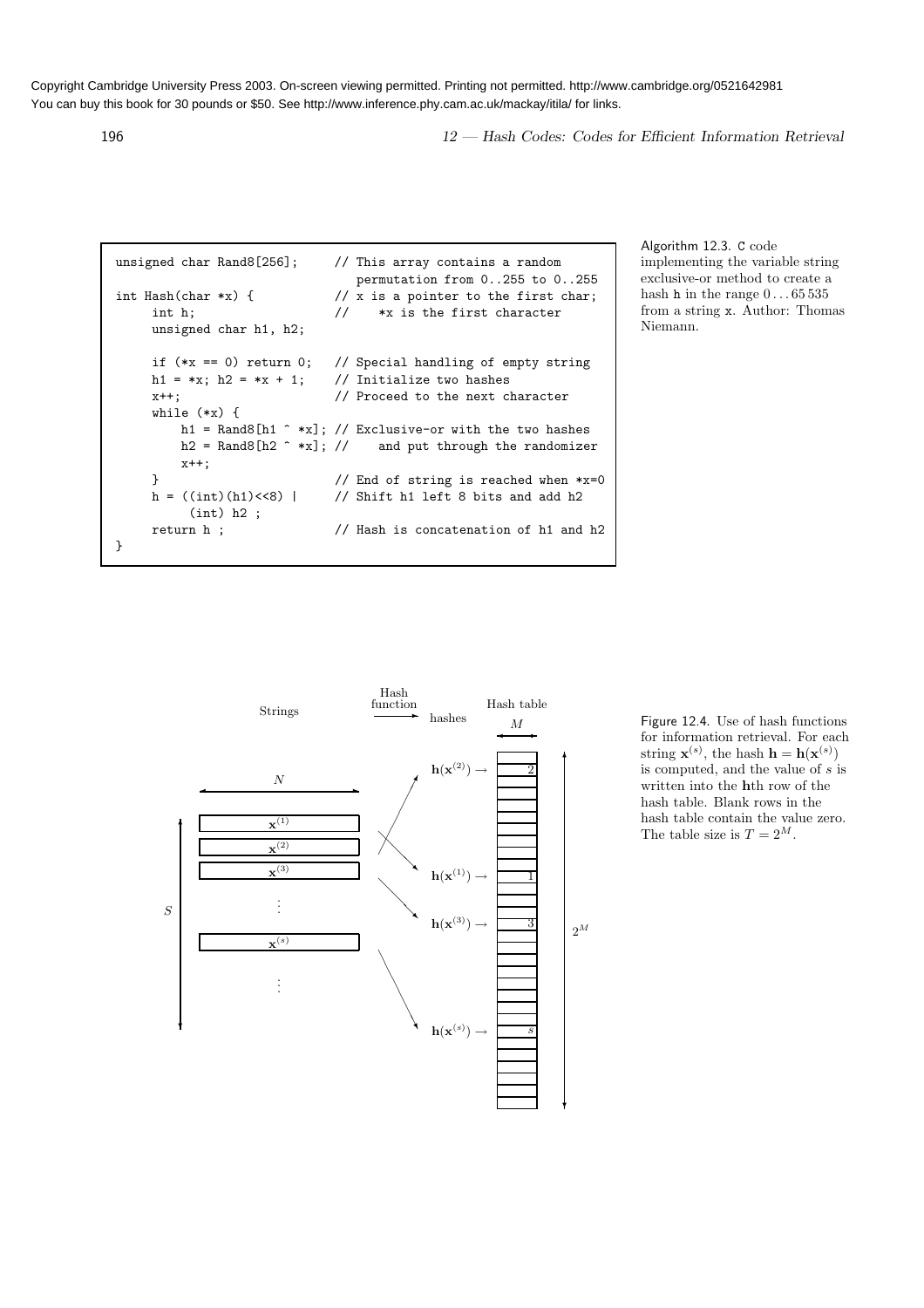```c
unsigned char Rand8[256];     // This array contains a random
                                 permutation from 0..255 to 0..255
int Hash(char *x) {           // x is a pointer to the first char;
     int h;                   //    *x is the first character
     unsigned char h1, h2;

     if (*x == 0) return 0;   // Special handling of empty string
     h1 = *x; h2 = *x + 1;    // Initialize two hashes
     x++;                     // Proceed to the next character
     while (*x) {
         h1 = Rand8[h1 ^ *x]; // Exclusive-or with the two hashes
         h2 = Rand8[h2 ^ *x]; //    and put through the randomizer
         x++;
     }                        // End of string is reached when *x=0
     h = ((int)(h1)<<8) |     // Shift h1 left 8 bits and add h2
          (int) h2 ;
     return h ;               // Hash is concatenation of h1 and h2
}
```

Algorithm 12.3. C code implementing the variable string exclusive-or method to create a hash h in the range $0 \ldots 65\,535$ from a string x. Author: Thomas Niemann.

Figure 12.4. Use of hash functions for information retrieval. For each string $\mathbf{x}^{(s)}$, the hash $\mathbf{h} = \mathbf{h}(\mathbf{x}^{(s)})$ is computed, and the value of $s$ is written into the $\mathbf{h}$th row of the hash table. Blank rows in the hash table contain the value zero. The table size is $T = 2^M$.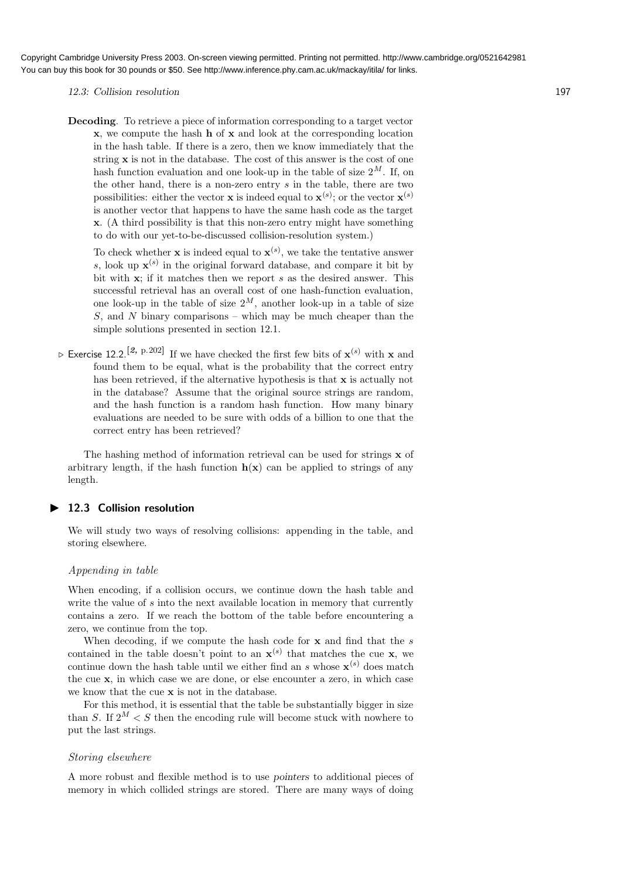**Decoding**. To retrieve a piece of information corresponding to a target vector $\mathbf{x}$, we compute the hash $\mathbf{h}$ of $\mathbf{x}$ and look at the corresponding location in the hash table. If there is a zero, then we know immediately that the string $\mathbf{x}$ is not in the database. The cost of this answer is the cost of one hash function evaluation and one look-up in the table of size $2^M$. If, on the other hand, there is a non-zero entry $s$ in the table, there are two possibilities: either the vector $\mathbf{x}$ is indeed equal to $\mathbf{x}^{(s)}$; or the vector $\mathbf{x}^{(s)}$ is another vector that happens to have the same hash code as the target $\mathbf{x}$. (A third possibility is that this non-zero entry might have something to do with our yet-to-be-discussed collision-resolution system.)

To check whether $\mathbf{x}$ is indeed equal to $\mathbf{x}^{(s)}$, we take the tentative answer $s$, look up $\mathbf{x}^{(s)}$ in the original forward database, and compare it bit by bit with $\mathbf{x}$; if it matches then we report $s$ as the desired answer. This successful retrieval has an overall cost of one hash-function evaluation, one look-up in the table of size $2^M$, another look-up in a table of size $S$, and $N$ binary comparisons – which may be much cheaper than the simple solutions presented in section 12.1.

▷ Exercise 12.2.[2, p.202] If we have checked the first few bits of $\mathbf{x}^{(s)}$ with $\mathbf{x}$ and found them to be equal, what is the probability that the correct entry has been retrieved, if the alternative hypothesis is that $\mathbf{x}$ is actually not in the database? Assume that the original source strings are random, and the hash function is a random hash function. How many binary evaluations are needed to be sure with odds of a billion to one that the correct entry has been retrieved?

The hashing method of information retrieval can be used for strings $\mathbf{x}$ of arbitrary length, if the hash function $\mathbf{h}(\mathbf{x})$ can be applied to strings of any length.

## 12.3 Collision resolution

We will study two ways of resolving collisions: appending in the table, and storing elsewhere.

### *Appending in table*

When encoding, if a collision occurs, we continue down the hash table and write the value of $s$ into the next available location in memory that currently contains a zero. If we reach the bottom of the table before encountering a zero, we continue from the top.

When decoding, if we compute the hash code for $\mathbf{x}$ and find that the $s$ contained in the table doesn't point to an $\mathbf{x}^{(s)}$ that matches the cue $\mathbf{x}$, we continue down the hash table until we either find an $s$ whose $\mathbf{x}^{(s)}$ does match the cue $\mathbf{x}$, in which case we are done, or else encounter a zero, in which case we know that the cue $\mathbf{x}$ is not in the database.

For this method, it is essential that the table be substantially bigger in size than $S$. If $2^M < S$ then the encoding rule will become stuck with nowhere to put the last strings.

### *Storing elsewhere*

A more robust and flexible method is to use *pointers* to additional pieces of memory in which collided strings are stored. There are many ways of doing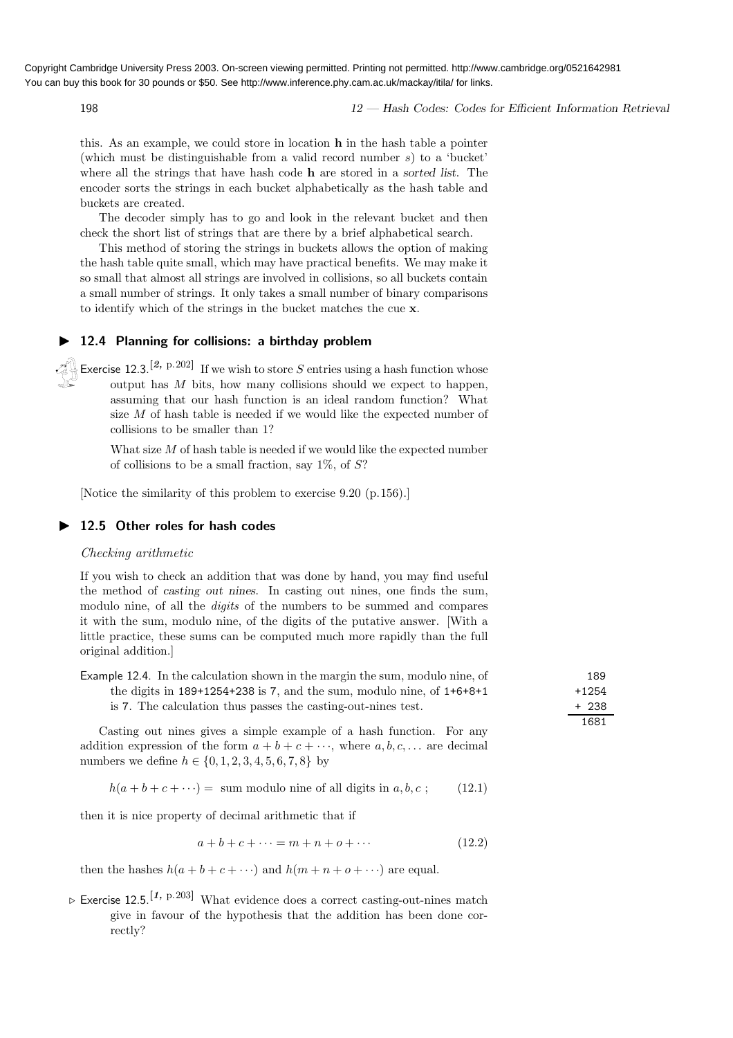this. As an example, we could store in location $\mathbf{h}$ in the hash table a pointer (which must be distinguishable from a valid record number $s$) to a 'bucket' where all the strings that have hash code $\mathbf{h}$ are stored in a *sorted list*. The encoder sorts the strings in each bucket alphabetically as the hash table and buckets are created.

The decoder simply has to go and look in the relevant bucket and then check the short list of strings that are there by a brief alphabetical search.

This method of storing the strings in buckets allows the option of making the hash table quite small, which may have practical benefits. We may make it so small that almost all strings are involved in collisions, so all buckets contain a small number of strings. It only takes a small number of binary comparisons to identify which of the strings in the bucket matches the cue $\mathbf{x}$.

## ▶ 12.4 Planning for collisions: a birthday problem

Exercise 12.3.[2, p.202] If we wish to store $S$ entries using a hash function whose output has $M$ bits, how many collisions should we expect to happen, assuming that our hash function is an ideal random function? What size $M$ of hash table is needed if we would like the expected number of collisions to be smaller than 1?

What size $M$ of hash table is needed if we would like the expected number of collisions to be a small fraction, say 1%, of $S$?

[Notice the similarity of this problem to exercise 9.20 (p.156).]

## ▶ 12.5 Other roles for hash codes

*Checking arithmetic*

If you wish to check an addition that was done by hand, you may find useful the method of *casting out nines*. In casting out nines, one finds the sum, modulo nine, of all the *digits* of the numbers to be summed and compares it with the sum, modulo nine, of the digits of the putative answer. [With a little practice, these sums can be computed much more rapidly than the full original addition.]

Example 12.4. In the calculation shown in the margin the sum, modulo nine, of the digits in 189+1254+238 is 7, and the sum, modulo nine, of 1+6+8+1 is 7. The calculation thus passes the casting-out-nines test.

```
  189
+1254
+ 238
-----
 1681
```

Casting out nines gives a simple example of a hash function. For any addition expression of the form $a + b + c + \cdots$, where $a, b, c, \ldots$ are decimal numbers we define $h \in \{0, 1, 2, 3, 4, 5, 6, 7, 8\}$ by

$$h(a + b + c + \cdots) = \text{ sum modulo nine of all digits in } a, b, c\ ; \tag{12.1}$$

then it is nice property of decimal arithmetic that if

$$a + b + c + \cdots = m + n + o + \cdots \tag{12.2}$$

then the hashes $h(a + b + c + \cdots)$ and $h(m + n + o + \cdots)$ are equal.

▷ Exercise 12.5.[1, p.203] What evidence does a correct casting-out-nines match give in favour of the hypothesis that the addition has been done correctly?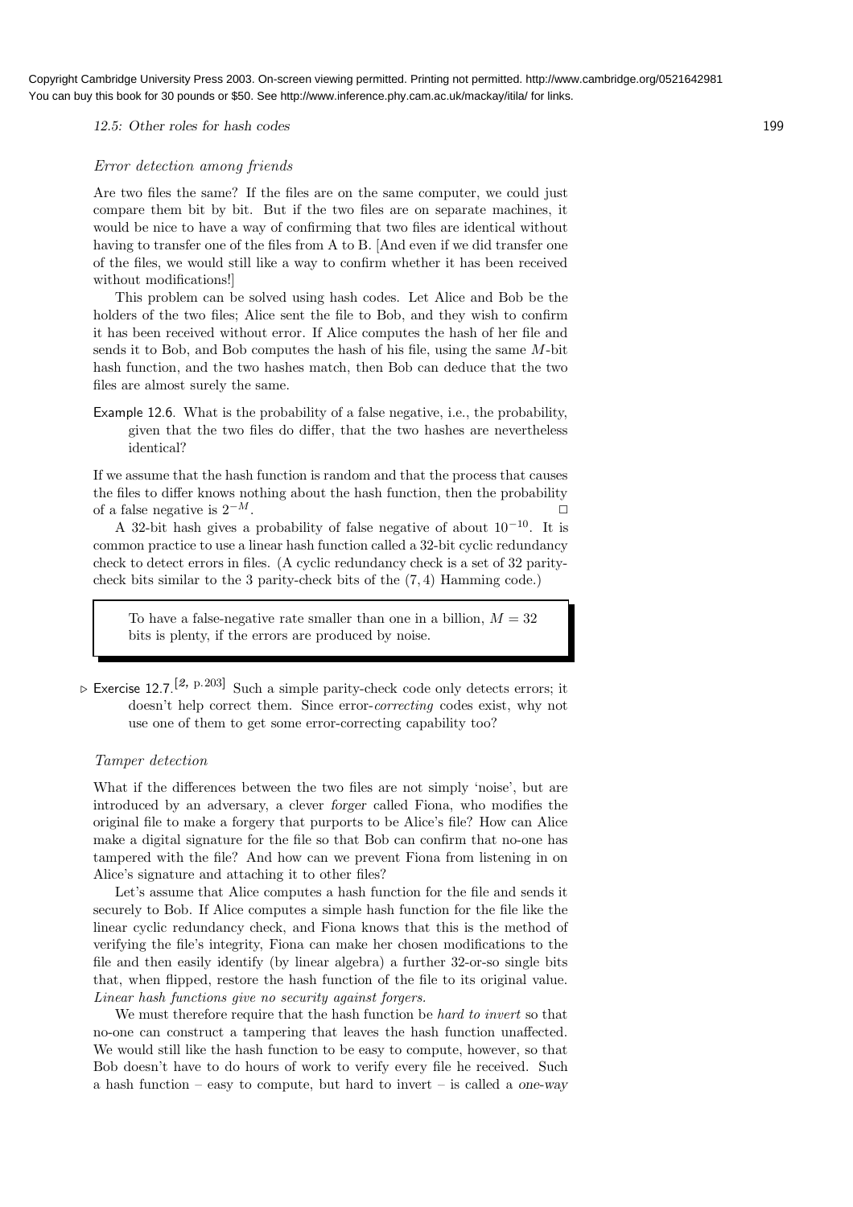*Error detection among friends*

Are two files the same? If the files are on the same computer, we could just compare them bit by bit. But if the two files are on separate machines, it would be nice to have a way of confirming that two files are identical without having to transfer one of the files from A to B. [And even if we did transfer one of the files, we would still like a way to confirm whether it has been received without modifications!]

This problem can be solved using hash codes. Let Alice and Bob be the holders of the two files; Alice sent the file to Bob, and they wish to confirm it has been received without error. If Alice computes the hash of her file and sends it to Bob, and Bob computes the hash of his file, using the same $M$-bit hash function, and the two hashes match, then Bob can deduce that the two files are almost surely the same.

Example 12.6. What is the probability of a false negative, i.e., the probability, given that the two files do differ, that the two hashes are nevertheless identical?

If we assume that the hash function is random and that the process that causes the files to differ knows nothing about the hash function, then the probability of a false negative is $2^{-M}$. □

A 32-bit hash gives a probability of false negative of about $10^{-10}$. It is common practice to use a linear hash function called a 32-bit cyclic redundancy check to detect errors in files. (A cyclic redundancy check is a set of 32 parity-check bits similar to the 3 parity-check bits of the $(7, 4)$ Hamming code.)

> To have a false-negative rate smaller than one in a billion, $M = 32$ bits is plenty, if the errors are produced by noise.

▷ Exercise 12.7.[2, p.203] Such a simple parity-check code only detects errors; it doesn't help correct them. Since error-*correcting* codes exist, why not use one of them to get some error-correcting capability too?

*Tamper detection*

What if the differences between the two files are not simply 'noise', but are introduced by an adversary, a clever *forger* called Fiona, who modifies the original file to make a forgery that purports to be Alice's file? How can Alice make a digital signature for the file so that Bob can confirm that no-one has tampered with the file? And how can we prevent Fiona from listening in on Alice's signature and attaching it to other files?

Let's assume that Alice computes a hash function for the file and sends it securely to Bob. If Alice computes a simple hash function for the file like the linear cyclic redundancy check, and Fiona knows that this is the method of verifying the file's integrity, Fiona can make her chosen modifications to the file and then easily identify (by linear algebra) a further 32-or-so single bits that, when flipped, restore the hash function of the file to its original value. *Linear hash functions give no security against forgers.*

We must therefore require that the hash function be *hard to invert* so that no-one can construct a tampering that leaves the hash function unaffected. We would still like the hash function to be easy to compute, however, so that Bob doesn't have to do hours of work to verify every file he received. Such a hash function – easy to compute, but hard to invert – is called a *one-way*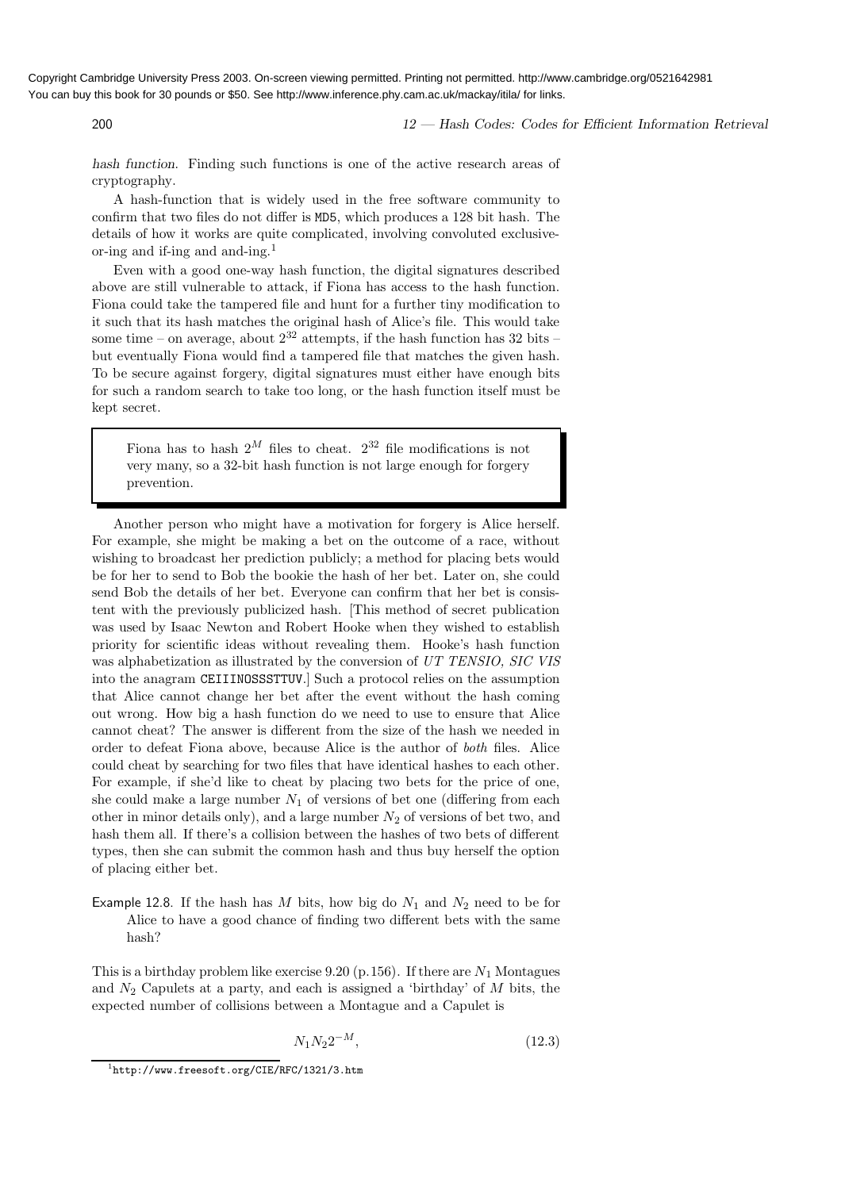*hash function*. Finding such functions is one of the active research areas of cryptography.

A hash-function that is widely used in the free software community to confirm that two files do not differ is MD5, which produces a 128 bit hash. The details of how it works are quite complicated, involving convoluted exclusive-or-ing and if-ing and and-ing.[1]

Even with a good one-way hash function, the digital signatures described above are still vulnerable to attack, if Fiona has access to the hash function. Fiona could take the tampered file and hunt for a further tiny modification to it such that its hash matches the original hash of Alice's file. This would take some time – on average, about $2^{32}$ attempts, if the hash function has 32 bits – but eventually Fiona would find a tampered file that matches the given hash. To be secure against forgery, digital signatures must either have enough bits for such a random search to take too long, or the hash function itself must be kept secret.

> Fiona has to hash $2^M$ files to cheat. $2^{32}$ file modifications is not very many, so a 32-bit hash function is not large enough for forgery prevention.

Another person who might have a motivation for forgery is Alice herself. For example, she might be making a bet on the outcome of a race, without wishing to broadcast her prediction publicly; a method for placing bets would be for her to send to Bob the bookie the hash of her bet. Later on, she could send Bob the details of her bet. Everyone can confirm that her bet is consistent with the previously publicized hash. [This method of secret publication was used by Isaac Newton and Robert Hooke when they wished to establish priority for scientific ideas without revealing them. Hooke's hash function was alphabetization as illustrated by the conversion of *UT TENSIO, SIC VIS* into the anagram CEIIINOSSSTTUV.] Such a protocol relies on the assumption that Alice cannot change her bet after the event without the hash coming out wrong. How big a hash function do we need to use to ensure that Alice cannot cheat? The answer is different from the size of the hash we needed in order to defeat Fiona above, because Alice is the author of *both* files. Alice could cheat by searching for two files that have identical hashes to each other. For example, if she'd like to cheat by placing two bets for the price of one, she could make a large number $N_1$ of versions of bet one (differing from each other in minor details only), and a large number $N_2$ of versions of bet two, and hash them all. If there's a collision between the hashes of two bets of different types, then she can submit the common hash and thus buy herself the option of placing either bet.

Example 12.8. If the hash has $M$ bits, how big do $N_1$ and $N_2$ need to be for Alice to have a good chance of finding two different bets with the same hash?

This is a birthday problem like exercise 9.20 (p.156). If there are $N_1$ Montagues and $N_2$ Capulets at a party, and each is assigned a 'birthday' of $M$ bits, the expected number of collisions between a Montague and a Capulet is

$$N_1 N_2 2^{-M}, \tag{12.3}$$

[1] http://www.freesoft.org/CIE/RFC/1321/3.htm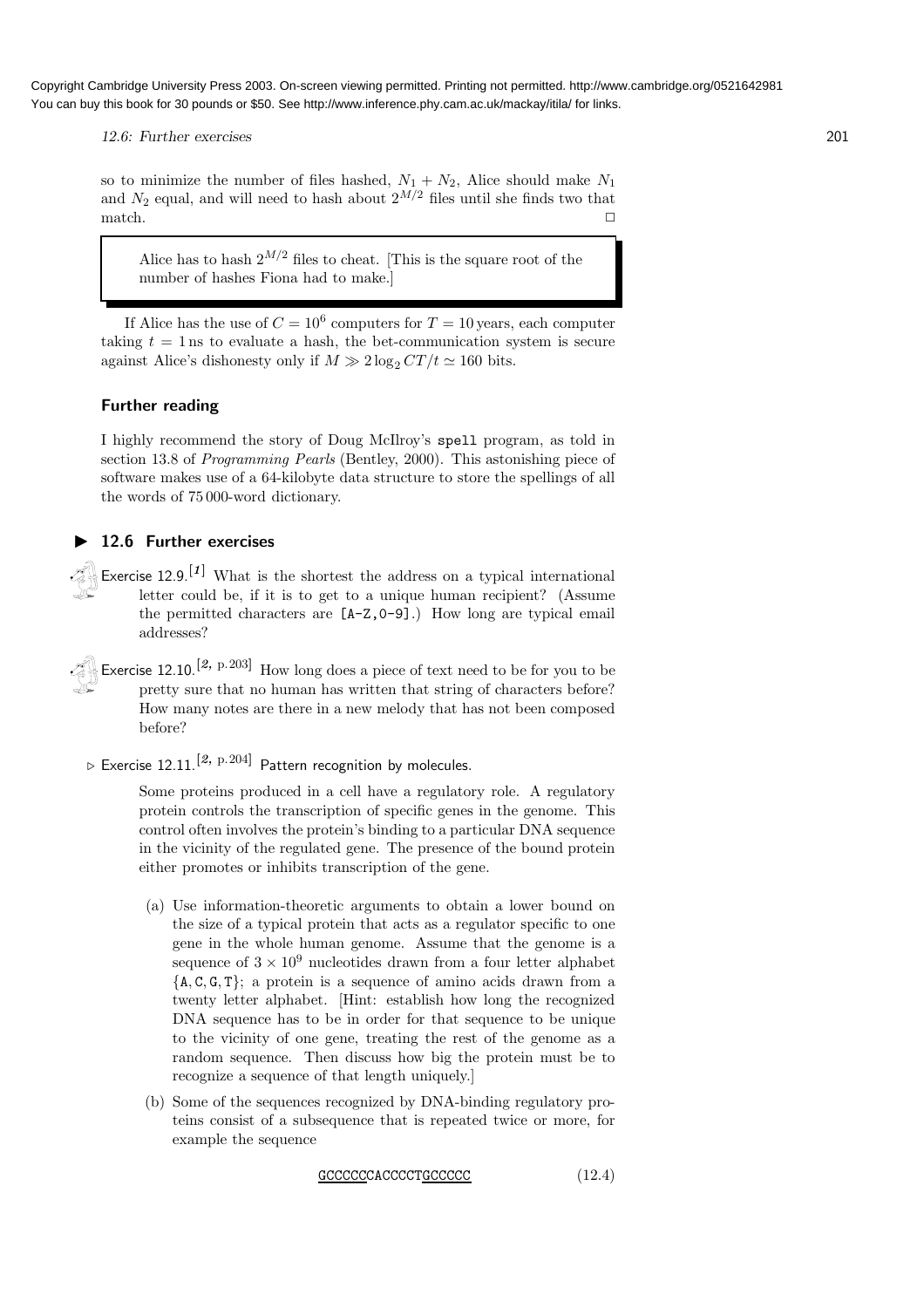Copyright Cambridge University Press 2003. On-screen viewing permitted. Printing not permitted. http://www.cambridge.org/0521642981
You can buy this book for 30 pounds or $50. See http://www.inference.phy.cam.ac.uk/mackay/itila/ for links.

so to minimize the number of files hashed, $N_1 + N_2$, Alice should make $N_1$ and $N_2$ equal, and will need to hash about $2^{M/2}$ files until she finds two that match. □

> Alice has to hash $2^{M/2}$ files to cheat. [This is the square root of the number of hashes Fiona had to make.]

If Alice has the use of $C = 10^6$ computers for $T = 10$ years, each computer taking $t = 1$ ns to evaluate a hash, the bet-communication system is secure against Alice's dishonesty only if $M \gg 2 \log_2 CT/t \simeq 160$ bits.

### Further reading

I highly recommend the story of Doug McIlroy's `spell` program, as told in section 13.8 of *Programming Pearls* (Bentley, 2000). This astonishing piece of software makes use of a 64-kilobyte data structure to store the spellings of all the words of 75 000-word dictionary.

## 12.6 Further exercises

**Exercise 12.9.**[1] What is the shortest the address on a typical international letter could be, if it is to get to a unique human recipient? (Assume the permitted characters are `[A-Z,0-9]`.) How long are typical email addresses?

**Exercise 12.10.**[2, p.203] How long does a piece of text need to be for you to be pretty sure that no human has written that string of characters before? How many notes are there in a new melody that has not been composed before?

▷ **Exercise 12.11.**[2, p.204] Pattern recognition by molecules.

Some proteins produced in a cell have a regulatory role. A regulatory protein controls the transcription of specific genes in the genome. This control often involves the protein's binding to a particular DNA sequence in the vicinity of the regulated gene. The presence of the bound protein either promotes or inhibits transcription of the gene.

(a) Use information-theoretic arguments to obtain a lower bound on the size of a typical protein that acts as a regulator specific to one gene in the whole human genome. Assume that the genome is a sequence of $3 \times 10^9$ nucleotides drawn from a four letter alphabet {A, C, G, T}; a protein is a sequence of amino acids drawn from a twenty letter alphabet. [Hint: establish how long the recognized DNA sequence has to be in order for that sequence to be unique to the vicinity of one gene, treating the rest of the genome as a random sequence. Then discuss how big the protein must be to recognize a sequence of that length uniquely.]

(b) Some of the sequences recognized by DNA-binding regulatory proteins consist of a subsequence that is repeated twice or more, for example the sequence

$$\underline{\texttt{GCCCCC}}\texttt{CACCCCT}\underline{\texttt{GCCCCC}} \qquad (12.4)$$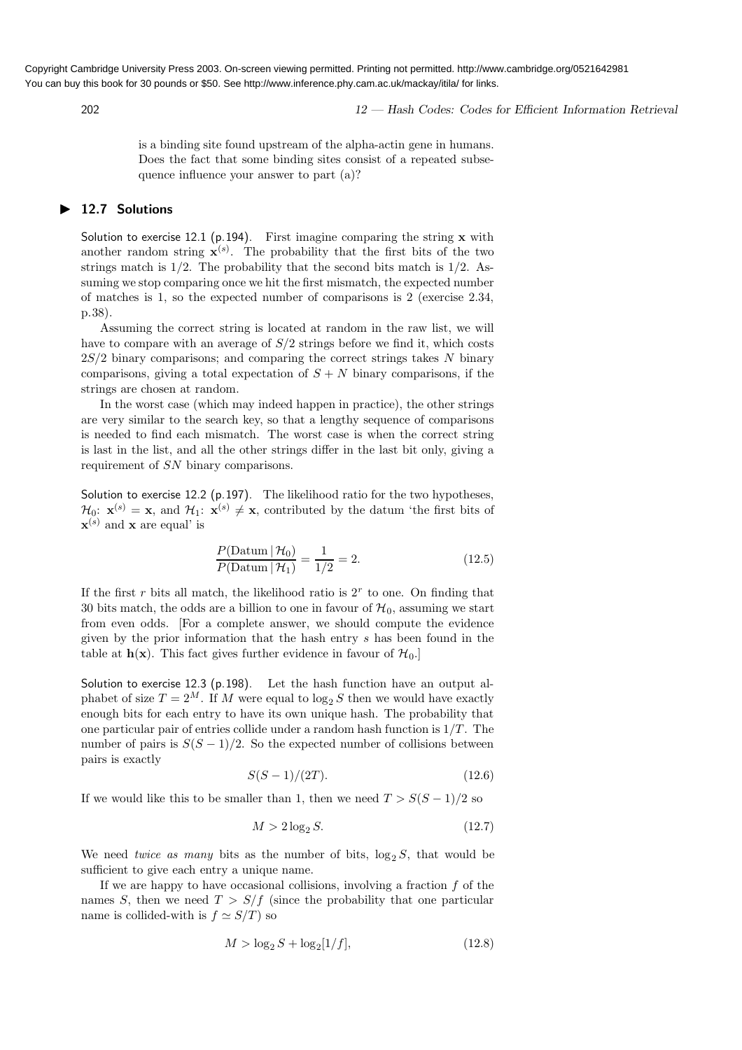is a binding site found upstream of the alpha-actin gene in humans. Does the fact that some binding sites consist of a repeated subsequence influence your answer to part (a)?

## ▶ 12.7 Solutions

Solution to exercise 12.1 (p.194). First imagine comparing the string $\mathbf{x}$ with another random string $\mathbf{x}^{(s)}$. The probability that the first bits of the two strings match is $1/2$. The probability that the second bits match is $1/2$. Assuming we stop comparing once we hit the first mismatch, the expected number of matches is 1, so the expected number of comparisons is 2 (exercise 2.34, p.38).

Assuming the correct string is located at random in the raw list, we will have to compare with an average of $S/2$ strings before we find it, which costs $2S/2$ binary comparisons; and comparing the correct strings takes $N$ binary comparisons, giving a total expectation of $S + N$ binary comparisons, if the strings are chosen at random.

In the worst case (which may indeed happen in practice), the other strings are very similar to the search key, so that a lengthy sequence of comparisons is needed to find each mismatch. The worst case is when the correct string is last in the list, and all the other strings differ in the last bit only, giving a requirement of $SN$ binary comparisons.

Solution to exercise 12.2 (p.197). The likelihood ratio for the two hypotheses, $\mathcal{H}_0$: $\mathbf{x}^{(s)} = \mathbf{x}$, and $\mathcal{H}_1$: $\mathbf{x}^{(s)} \neq \mathbf{x}$, contributed by the datum 'the first bits of $\mathbf{x}^{(s)}$ and $\mathbf{x}$ are equal' is

$$\frac{P(\text{Datum} \mid \mathcal{H}_0)}{P(\text{Datum} \mid \mathcal{H}_1)} = \frac{1}{1/2} = 2. \tag{12.5}$$

If the first $r$ bits all match, the likelihood ratio is $2^r$ to one. On finding that 30 bits match, the odds are a billion to one in favour of $\mathcal{H}_0$, assuming we start from even odds. [For a complete answer, we should compute the evidence given by the prior information that the hash entry $s$ has been found in the table at $\mathbf{h}(\mathbf{x})$. This fact gives further evidence in favour of $\mathcal{H}_0$.]

Solution to exercise 12.3 (p.198). Let the hash function have an output alphabet of size $T = 2^M$. If $M$ were equal to $\log_2 S$ then we would have exactly enough bits for each entry to have its own unique hash. The probability that one particular pair of entries collide under a random hash function is $1/T$. The number of pairs is $S(S-1)/2$. So the expected number of collisions between pairs is exactly

$$S(S-1)/(2T). \tag{12.6}$$

If we would like this to be smaller than 1, then we need $T > S(S-1)/2$ so

$$M > 2\log_2 S. \tag{12.7}$$

We need *twice as many* bits as the number of bits, $\log_2 S$, that would be sufficient to give each entry a unique name.

If we are happy to have occasional collisions, involving a fraction $f$ of the names $S$, then we need $T > S/f$ (since the probability that one particular name is collided-with is $f \simeq S/T$) so

$$M > \log_2 S + \log_2[1/f], \tag{12.8}$$